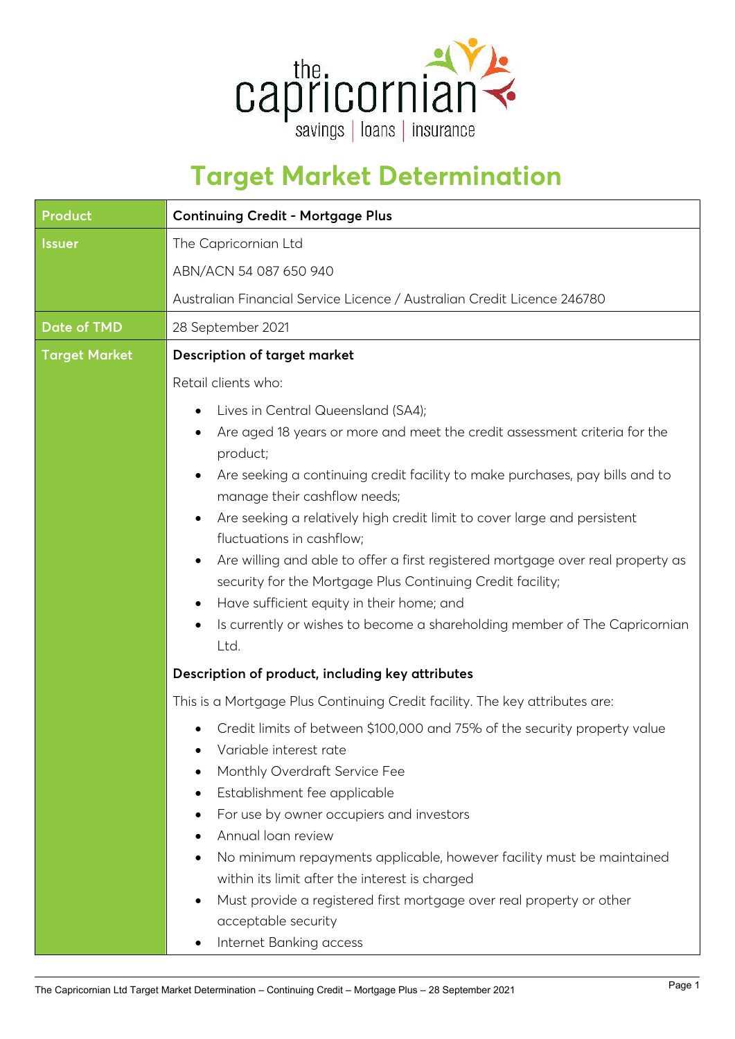# Target Market Determination

| | |
|---|---|
| **Product** | **Continuing Credit - Mortgage Plus** |
| **Issuer** | The Capricornian Ltd<br>ABN/ACN 54 087 650 940<br>Australian Financial Service Licence / Australian Credit Licence 246780 |
| **Date of TMD** | 28 September 2021 |
| **Target Market** | **Description of target market**<br>Retail clients who:<br>• Lives in Central Queensland (SA4);<br>• Are aged 18 years or more and meet the credit assessment criteria for the product;<br>• Are seeking a continuing credit facility to make purchases, pay bills and to manage their cashflow needs;<br>• Are seeking a relatively high credit limit to cover large and persistent fluctuations in cashflow;<br>• Are willing and able to offer a first registered mortgage over real property as security for the Mortgage Plus Continuing Credit facility;<br>• Have sufficient equity in their home; and<br>• Is currently or wishes to become a shareholding member of The Capricornian Ltd.<br>**Description of product, including key attributes**<br>This is a Mortgage Plus Continuing Credit facility. The key attributes are:<br>• Credit limits of between $100,000 and 75% of the security property value<br>• Variable interest rate<br>• Monthly Overdraft Service Fee<br>• Establishment fee applicable<br>• For use by owner occupiers and investors<br>• Annual loan review<br>• No minimum repayments applicable, however facility must be maintained within its limit after the interest is charged<br>• Must provide a registered first mortgage over real property or other acceptable security<br>• Internet Banking access |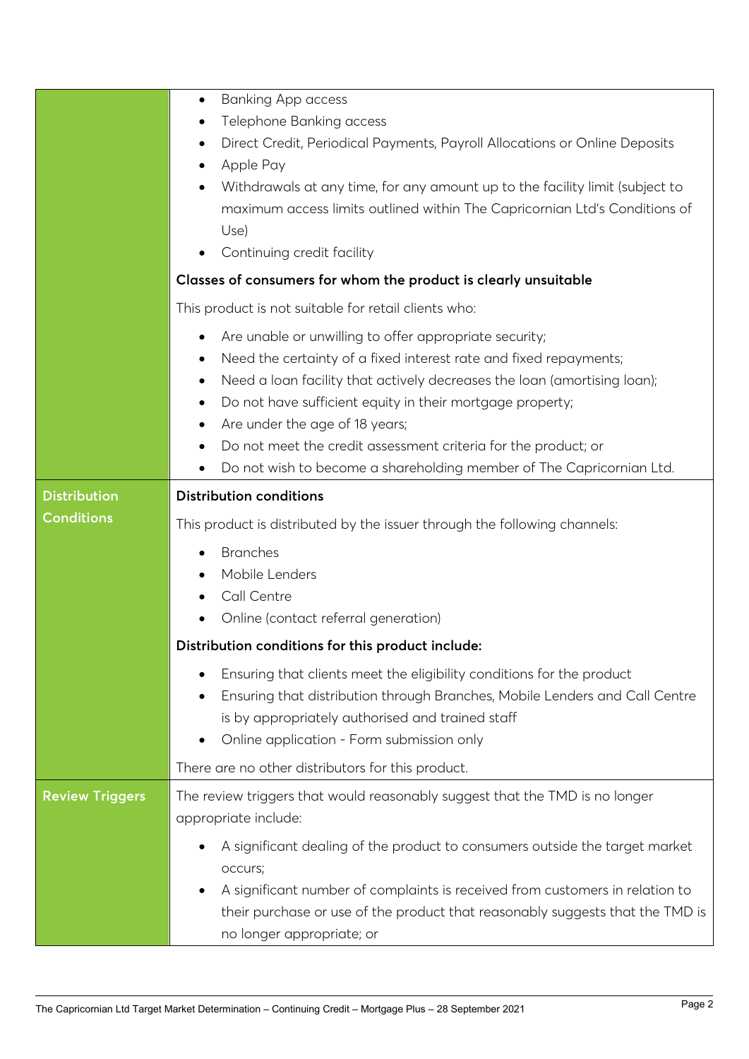| | |
|---|---|
| | • Banking App access<br>• Telephone Banking access<br>• Direct Credit, Periodical Payments, Payroll Allocations or Online Deposits<br>• Apple Pay<br>• Withdrawals at any time, for any amount up to the facility limit (subject to maximum access limits outlined within The Capricornian Ltd's Conditions of Use)<br>• Continuing credit facility<br><br>**Classes of consumers for whom the product is clearly unsuitable**<br><br>This product is not suitable for retail clients who:<br><br>• Are unable or unwilling to offer appropriate security;<br>• Need the certainty of a fixed interest rate and fixed repayments;<br>• Need a loan facility that actively decreases the loan (amortising loan);<br>• Do not have sufficient equity in their mortgage property;<br>• Are under the age of 18 years;<br>• Do not meet the credit assessment criteria for the product; or<br>• Do not wish to become a shareholding member of The Capricornian Ltd. |
| **Distribution Conditions** | **Distribution conditions**<br><br>This product is distributed by the issuer through the following channels:<br><br>• Branches<br>• Mobile Lenders<br>• Call Centre<br>• Online (contact referral generation)<br><br>**Distribution conditions for this product include:**<br><br>• Ensuring that clients meet the eligibility conditions for the product<br>• Ensuring that distribution through Branches, Mobile Lenders and Call Centre is by appropriately authorised and trained staff<br>• Online application - Form submission only<br><br>There are no other distributors for this product. |
| **Review Triggers** | The review triggers that would reasonably suggest that the TMD is no longer appropriate include:<br><br>• A significant dealing of the product to consumers outside the target market occurs;<br>• A significant number of complaints is received from customers in relation to their purchase or use of the product that reasonably suggests that the TMD is no longer appropriate; or |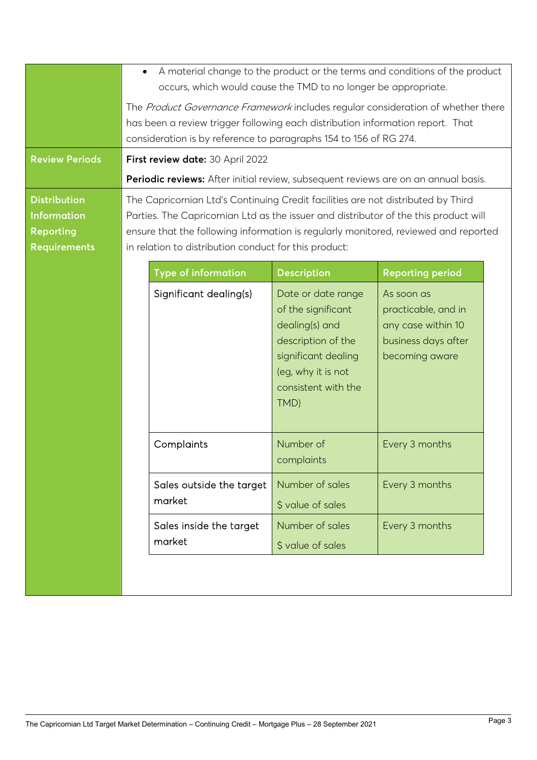| | |
|---|---|
| | • A material change to the product or the terms and conditions of the product occurs, which would cause the TMD to no longer be appropriate. The *Product Governance Framework* includes regular consideration of whether there has been a review trigger following each distribution information report. That consideration is by reference to paragraphs 154 to 156 of RG 274. |
| **Review Periods** | **First review date:** 30 April 2022 **Periodic reviews:** After initial review, subsequent reviews are on an annual basis. |
| **Distribution Information Reporting Requirements** | The Capricornian Ltd's Continuing Credit facilities are not distributed by Third Parties. The Capricornian Ltd as the issuer and distributor of the this product will ensure that the following information is regularly monitored, reviewed and reported in relation to distribution conduct for this product: |

| Type of information | Description | Reporting period |
|---|---|---|
| Significant dealing(s) | Date or date range of the significant dealing(s) and description of the significant dealing (eg, why it is not consistent with the TMD) | As soon as practicable, and in any case within 10 business days after becoming aware |
| Complaints | Number of complaints | Every 3 months |
| Sales outside the target market | Number of sales<br>$ value of sales | Every 3 months |
| Sales inside the target market | Number of sales<br>$ value of sales | Every 3 months |